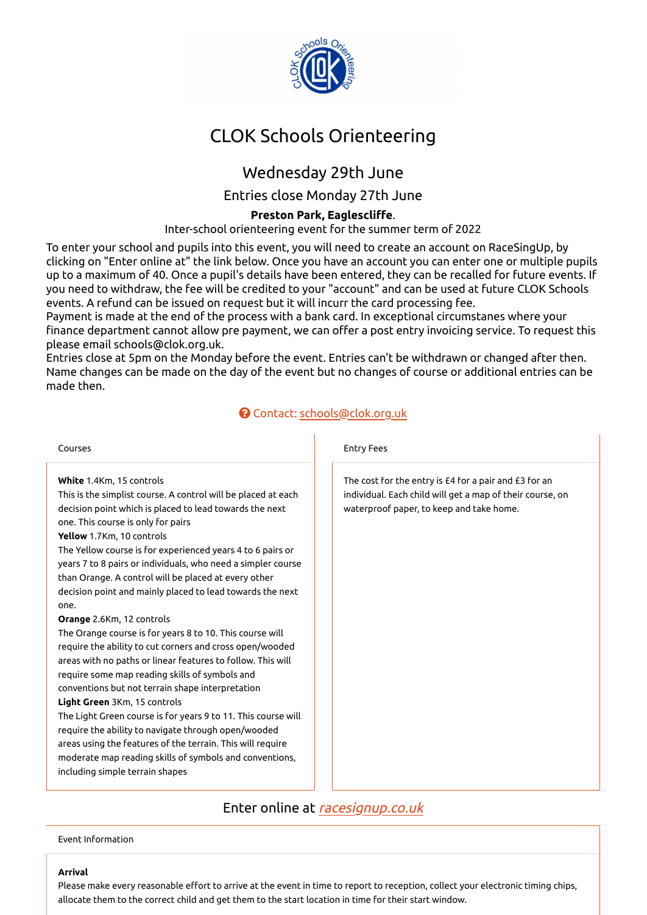# CLOK Schools Orienteering

## Wednesday 29th June

### Entries close Monday 27th June

**Preston Park, Eaglescliffe**.

Inter-school orienteering event for the summer term of 2022

To enter your school and pupils into this event, you will need to create an account on RaceSingUp, by clicking on "Enter online at" the link below. Once you have an account you can enter one or multiple pupils up to a maximum of 40. Once a pupil's details have been entered, they can be recalled for future events. If you need to withdraw, the fee will be credited to your "account" and can be used at future CLOK Schools events. A refund can be issued on request but it will incurr the card processing fee.

Payment is made at the end of the process with a bank card. In exceptional circumstanes where your finance department cannot allow pre payment, we can offer a post entry invoicing service. To request this please email schools@clok.org.uk.

Entries close at 5pm on the Monday before the event. Entries can't be withdrawn or changed after then. Name changes can be made on the day of the event but no changes of course or additional entries can be made then.

Contact: schools@clok.org.uk

Courses

**White** 1.4Km, 15 controls

This is the simplist course. A control will be placed at each decision point which is placed to lead towards the next one. This course is only for pairs

**Yellow** 1.7Km, 10 controls

The Yellow course is for experienced years 4 to 6 pairs or years 7 to 8 pairs or individuals, who need a simpler course than Orange. A control will be placed at every other decision point and mainly placed to lead towards the next one.

**Orange** 2.6Km, 12 controls

The Orange course is for years 8 to 10. This course will require the ability to cut corners and cross open/wooded areas with no paths or linear features to follow. This will require some map reading skills of symbols and conventions but not terrain shape interpretation

**Light Green** 3Km, 15 controls

The Light Green course is for years 9 to 11. This course will require the ability to navigate through open/wooded areas using the features of the terrain. This will require moderate map reading skills of symbols and conventions, including simple terrain shapes

Entry Fees

The cost for the entry is £4 for a pair and £3 for an individual. Each child will get a map of their course, on waterproof paper, to keep and take home.

Enter online at *racesignup.co.uk*

Event Information

**Arrival**

Please make every reasonable effort to arrive at the event in time to report to reception, collect your electronic timing chips, allocate them to the correct child and get them to the start location in time for their start window.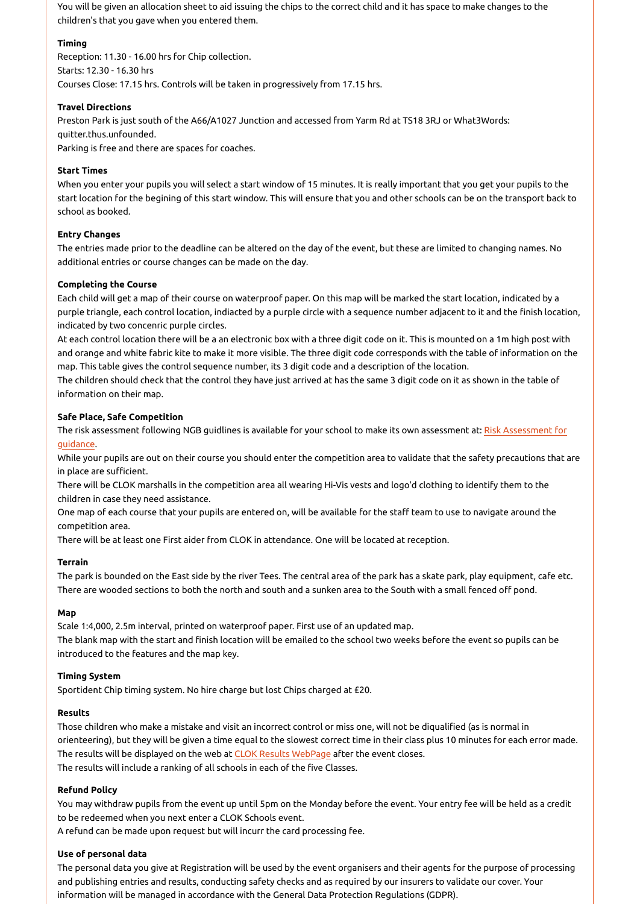You will be given an allocation sheet to aid issuing the chips to the correct child and it has space to make changes to the children's that you gave when you entered them.

**Timing**

Reception: 11.30 - 16.00 hrs for Chip collection.
Starts: 12.30 - 16.30 hrs
Courses Close: 17.15 hrs. Controls will be taken in progressively from 17.15 hrs.

**Travel Directions**

Preston Park is just south of the A66/A1027 Junction and accessed from Yarm Rd at TS18 3RJ or What3Words: quitter.thus.unfounded.
Parking is free and there are spaces for coaches.

**Start Times**

When you enter your pupils you will select a start window of 15 minutes. It is really important that you get your pupils to the start location for the begining of this start window. This will ensure that you and other schools can be on the transport back to school as booked.

**Entry Changes**

The entries made prior to the deadline can be altered on the day of the event, but these are limited to changing names. No additional entries or course changes can be made on the day.

**Completing the Course**

Each child will get a map of their course on waterproof paper. On this map will be marked the start location, indicated by a purple triangle, each control location, indiacted by a purple circle with a sequence number adjacent to it and the finish location, indicated by two concenric purple circles.
At each control location there will be a an electronic box with a three digit code on it. This is mounted on a 1m high post with and orange and white fabric kite to make it more visible. The three digit code corresponds with the table of information on the map. This table gives the control sequence number, its 3 digit code and a description of the location.
The children should check that the control they have just arrived at has the same 3 digit code on it as shown in the table of information on their map.

**Safe Place, Safe Competition**

The risk assessment following NGB guidlines is available for your school to make its own assessment at: Risk Assessment for guidance.
While your pupils are out on their course you should enter the competition area to validate that the safety precautions that are in place are sufficient.
There will be CLOK marshalls in the competition area all wearing Hi-Vis vests and logo'd clothing to identify them to the children in case they need assistance.
One map of each course that your pupils are entered on, will be available for the staff team to use to navigate around the competition area.
There will be at least one First aider from CLOK in attendance. One will be located at reception.

**Terrain**

The park is bounded on the East side by the river Tees. The central area of the park has a skate park, play equipment, cafe etc. There are wooded sections to both the north and south and a sunken area to the South with a small fenced off pond.

**Map**

Scale 1:4,000, 2.5m interval, printed on waterproof paper. First use of an updated map.
The blank map with the start and finish location will be emailed to the school two weeks before the event so pupils can be introduced to the features and the map key.

**Timing System**

Sportident Chip timing system. No hire charge but lost Chips charged at £20.

**Results**

Those children who make a mistake and visit an incorrect control or miss one, will not be diqualified (as is normal in orienteering), but they will be given a time equal to the slowest correct time in their class plus 10 minutes for each error made.
The results will be displayed on the web at CLOK Results WebPage after the event closes.
The results will include a ranking of all schools in each of the five Classes.

**Refund Policy**

You may withdraw pupils from the event up until 5pm on the Monday before the event. Your entry fee will be held as a credit to be redeemed when you next enter a CLOK Schools event.
A refund can be made upon request but will incurr the card processing fee.

**Use of personal data**

The personal data you give at Registration will be used by the event organisers and their agents for the purpose of processing and publishing entries and results, conducting safety checks and as required by our insurers to validate our cover. Your information will be managed in accordance with the General Data Protection Regulations (GDPR).